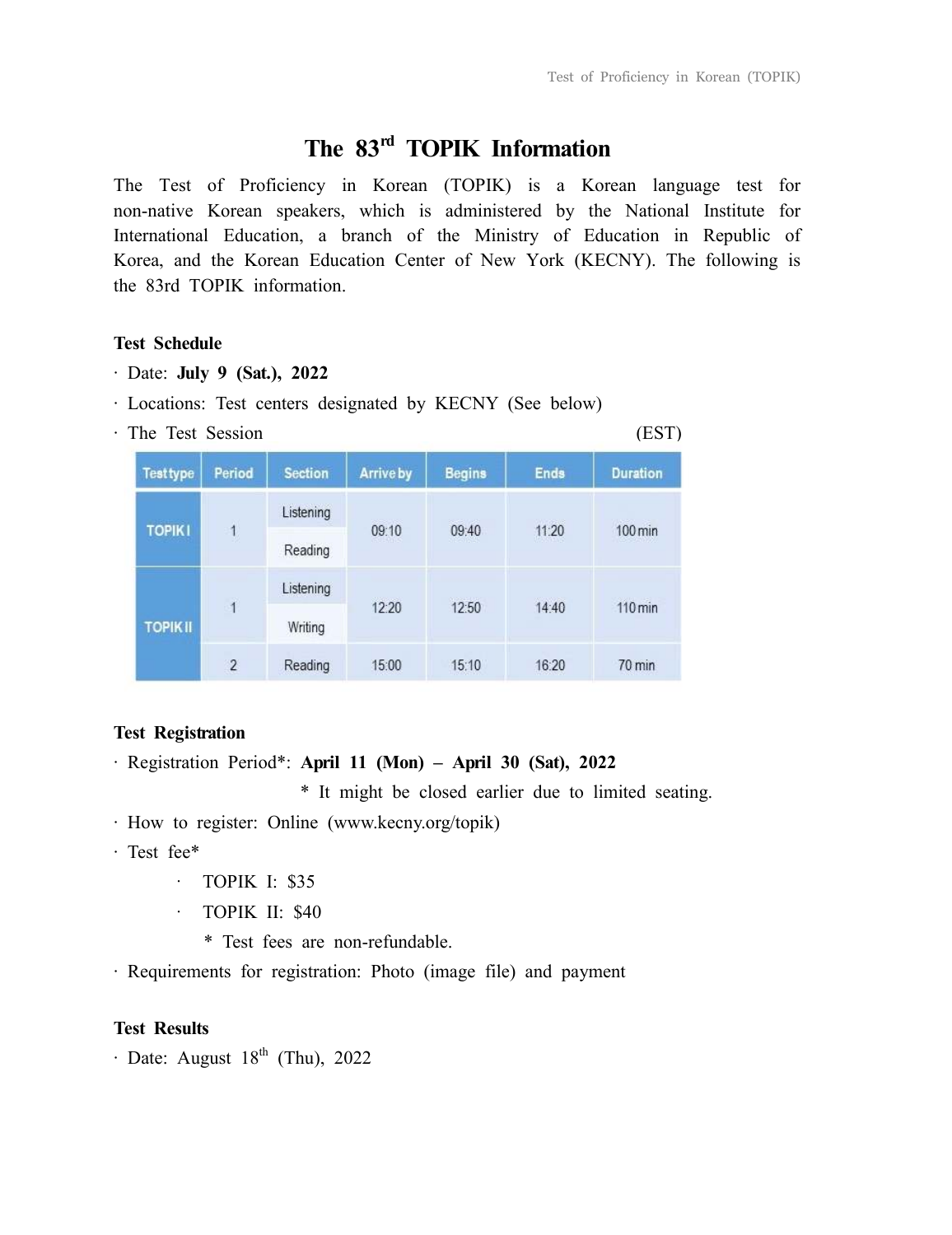# The 83rd TOPIK Information

The Test of Proficiency in Korean (TOPIK) is a Korean language test for non-native Korean speakers, which is administered by the National Institute for International Education, a branch of the Ministry of Education in Republic of Korea, and the Korean Education Center of New York (KECNY). The following is the 83rd TOPIK information.

**Test Schedule**

· Date: **July 9 (Sat.), 2022**

· Locations: Test centers designated by KECNY (See below)

· The Test Session (EST)

| Test type | Period | Section | Arrive by | Begins | Ends | Duration |
|---|---|---|---|---|---|---|
| TOPIK I | 1 | Listening<br>Reading | 09:10 | 09:40 | 11:20 | 100 min |
| TOPIK II | 1 | Listening<br>Writing | 12:20 | 12:50 | 14:40 | 110 min |
| | 2 | Reading | 15:00 | 15:10 | 16:20 | 70 min |

**Test Registration**

· Registration Period*: **April 11 (Mon) – April 30 (Sat), 2022**

\* It might be closed earlier due to limited seating.

· How to register: Online (www.kecny.org/topik)

· Test fee*

- TOPIK I: $35
- TOPIK II: $40

\* Test fees are non-refundable.

· Requirements for registration: Photo (image file) and payment

**Test Results**

· Date: August 18th (Thu), 2022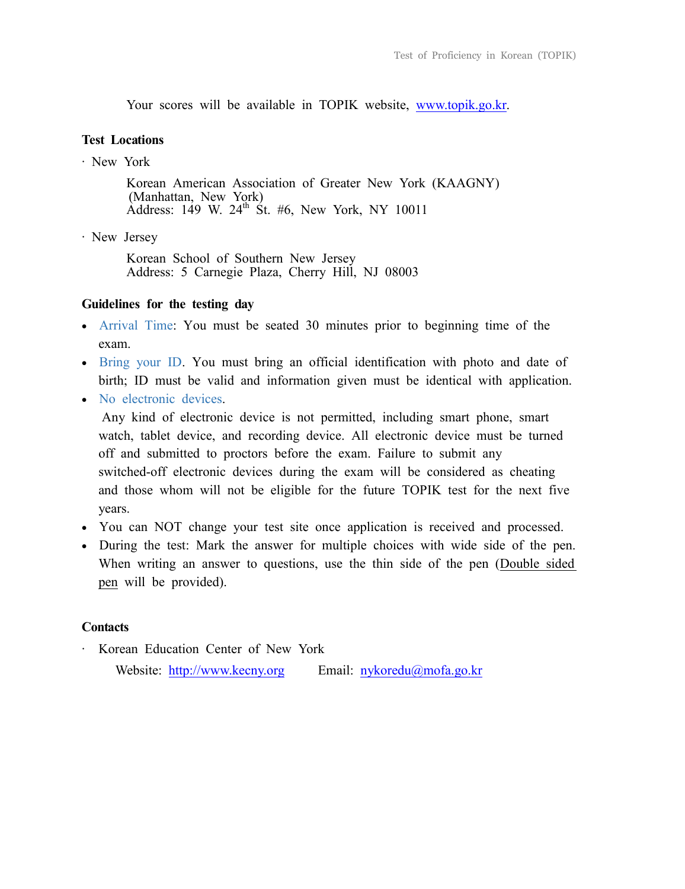Your scores will be available in TOPIK website, www.topik.go.kr.

**Test Locations**

· New York

Korean American Association of Greater New York (KAAGNY) (Manhattan, New York)
Address: 149 W. 24th St. #6, New York, NY 10011

· New Jersey

Korean School of Southern New Jersey
Address: 5 Carnegie Plaza, Cherry Hill, NJ 08003

**Guidelines for the testing day**

- Arrival Time: You must be seated 30 minutes prior to beginning time of the exam.
- Bring your ID. You must bring an official identification with photo and date of birth; ID must be valid and information given must be identical with application.
- No electronic devices.
  Any kind of electronic device is not permitted, including smart phone, smart watch, tablet device, and recording device. All electronic device must be turned off and submitted to proctors before the exam. Failure to submit any switched-off electronic devices during the exam will be considered as cheating and those whom will not be eligible for the future TOPIK test for the next five years.
- You can NOT change your test site once application is received and processed.
- During the test: Mark the answer for multiple choices with wide side of the pen. When writing an answer to questions, use the thin side of the pen (Double sided pen will be provided).

**Contacts**

· Korean Education Center of New York

Website: http://www.kecny.org Email: nykoredu@mofa.go.kr